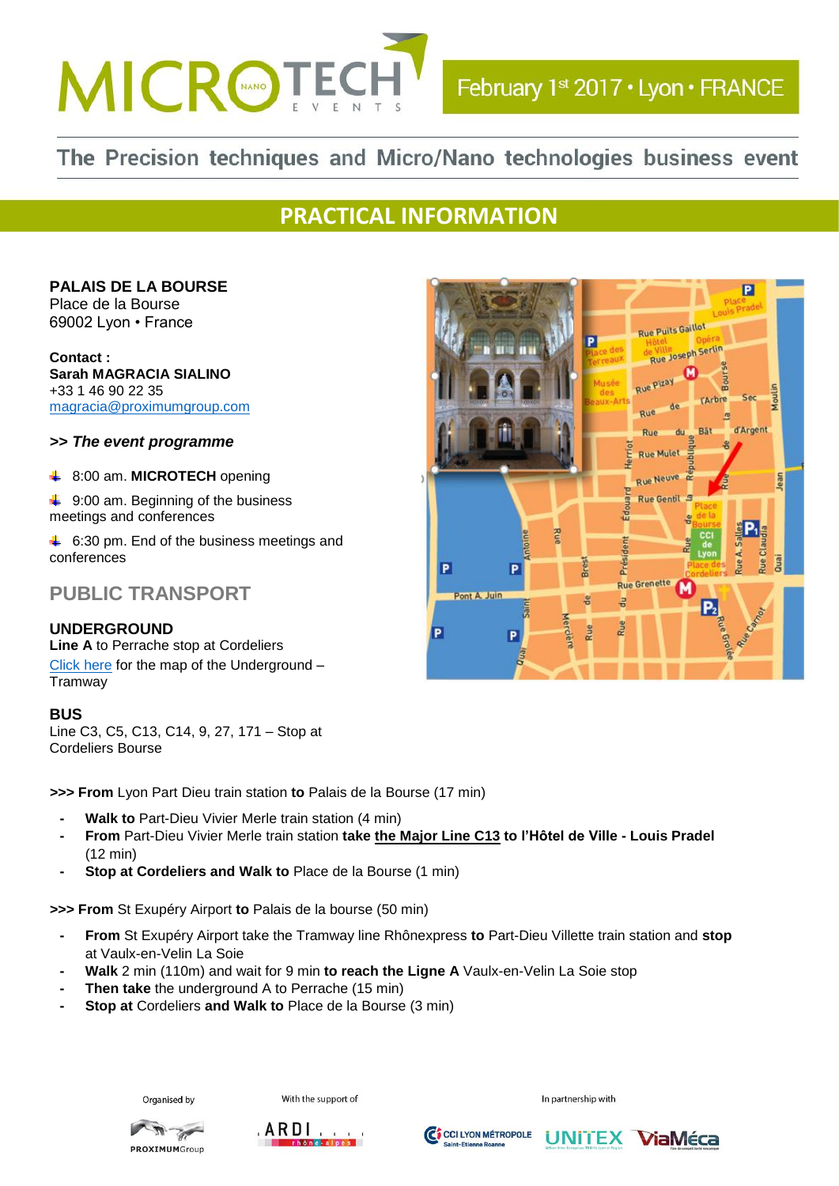# MICROTECH EVENTS

February 1st 2017 • Lyon • FRANCE

The Precision techniques and Micro/Nano technologies business event

## PRACTICAL INFORMATION

**PALAIS DE LA BOURSE**
Place de la Bourse
69002 Lyon • France

**Contact :**
**Sarah MAGRACIA SIALINO**
+33 1 46 90 22 35
magracia@proximumgroup.com

***>> The event programme***

- 8:00 am. **MICROTECH** opening
- 9:00 am. Beginning of the business meetings and conferences
- 6:30 pm. End of the business meetings and conferences

## PUBLIC TRANSPORT

**UNDERGROUND**
**Line A** to Perrache stop at Cordeliers
Click here for the map of the Underground – Tramway

**BUS**
Line C3, C5, C13, C14, 9, 27, 171 – Stop at Cordeliers Bourse

**>>> From** Lyon Part Dieu train station **to** Palais de la Bourse (17 min)

- **Walk to** Part-Dieu Vivier Merle train station (4 min)
- **From** Part-Dieu Vivier Merle train station **take the Major Line C13 to l'Hôtel de Ville - Louis Pradel** (12 min)
- **Stop at Cordeliers and Walk to** Place de la Bourse (1 min)

**>>> From** St Exupéry Airport **to** Palais de la bourse (50 min)

- **From** St Exupéry Airport take the Tramway line Rhônexpress **to** Part-Dieu Villette train station and **stop** at Vaulx-en-Velin La Soie
- **Walk** 2 min (110m) and wait for 9 min **to reach the Ligne A** Vaulx-en-Velin La Soie stop
- **Then take** the underground A to Perrache (15 min)
- **Stop at** Cordeliers **and Walk to** Place de la Bourse (3 min)

Organised by PROXIMUMGroup

With the support of ARDI rhône-alpes

In partnership with CCI LYON MÉTROPOLE Saint-Étienne Roanne, UNITEX, ViaMéca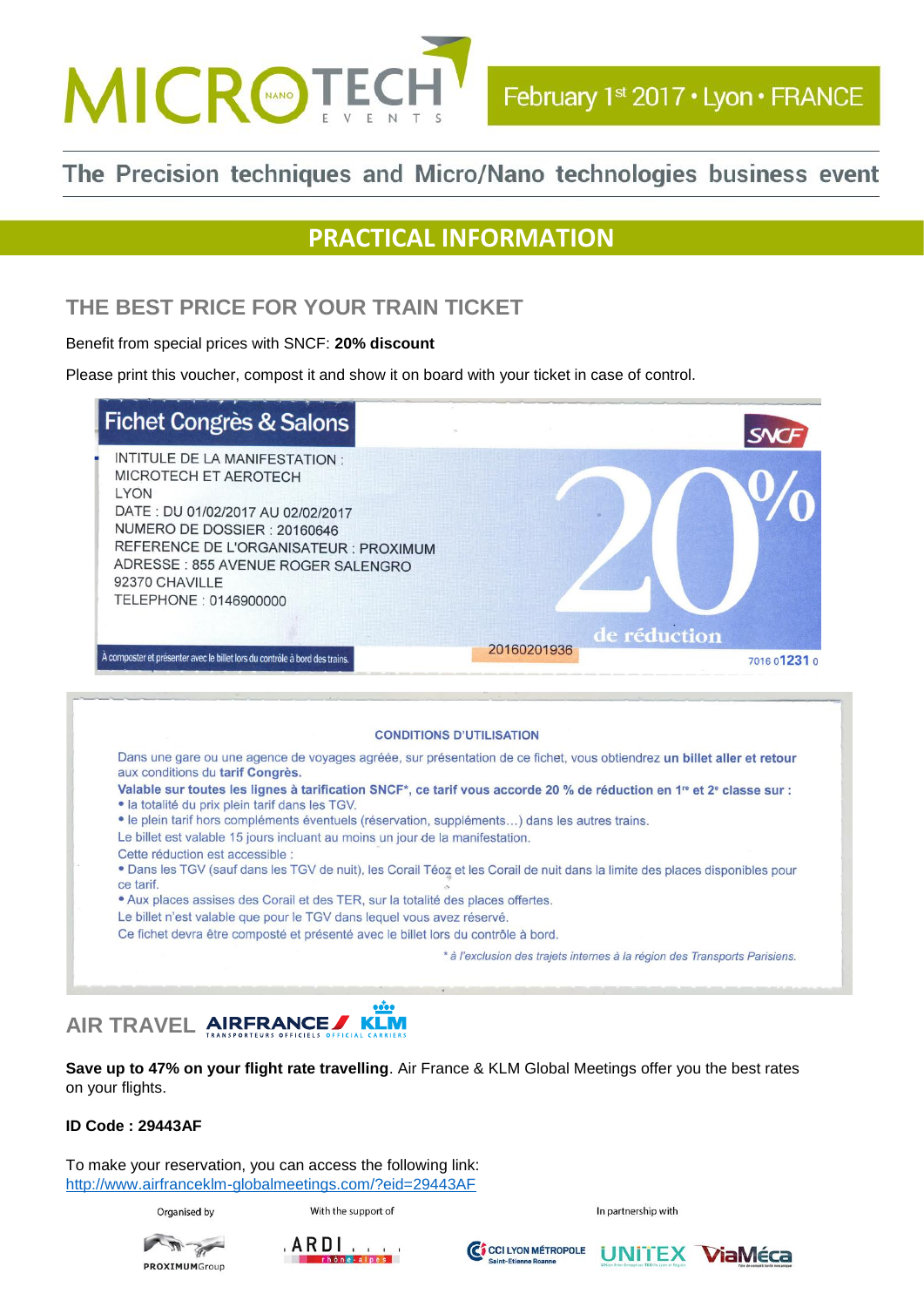MICROTECH EVENTS

February 1st 2017 • Lyon • FRANCE

The Precision techniques and Micro/Nano technologies business event

# PRACTICAL INFORMATION

## THE BEST PRICE FOR YOUR TRAIN TICKET

Benefit from special prices with SNCF: **20% discount**

Please print this voucher, compost it and show it on board with your ticket in case of control.

**Fichet Congrès & Salons**

SNCF

INTITULE DE LA MANIFESTATION :
MICROTECH ET AEROTECH
LYON
DATE : DU 01/02/2017 AU 02/02/2017
NUMERO DE DOSSIER : 20160646
REFERENCE DE L'ORGANISATEUR : PROXIMUM
ADRESSE : 855 AVENUE ROGER SALENGRO
92370 CHAVILLE
TELEPHONE : 0146900000

20% de réduction

À composter et présenter avec le billet lors du contrôle à bord des trains.

20160201936

7016 01231 0

**CONDITIONS D'UTILISATION**

Dans une gare ou une agence de voyages agréée, sur présentation de ce fichet, vous obtiendrez **un billet aller et retour** aux conditions du **tarif Congrès.**

**Valable sur toutes les lignes à tarification SNCF\*, ce tarif vous accorde 20 % de réduction en 1re et 2e classe sur :**

- la totalité du prix plein tarif dans les TGV.
- le plein tarif hors compléments éventuels (réservation, suppléments…) dans les autres trains.

Le billet est valable 15 jours incluant au moins un jour de la manifestation.

Cette réduction est accessible :

- Dans les TGV (sauf dans les TGV de nuit), les Corail Téoz et les Corail de nuit dans la limite des places disponibles pour ce tarif.
- Aux places assises des Corail et des TER, sur la totalité des places offertes.

Le billet n'est valable que pour le TGV dans lequel vous avez réservé.

Ce fichet devra être composté et présenté avec le billet lors du contrôle à bord.

*\* à l'exclusion des trajets internes à la région des Transports Parisiens.*

## AIR TRAVEL

AIRFRANCE KLM — TRANSPORTEURS OFFICIELS OFFICIAL CARRIERS

**Save up to 47% on your flight rate travelling**. Air France & KLM Global Meetings offer you the best rates on your flights.

**ID Code : 29443AF**

To make your reservation, you can access the following link:
[http://www.airfranceklm-globalmeetings.com/?eid=29443AF](http://www.airfranceklm-globalmeetings.com/?eid=29443AF)

Organised by: PROXIMUMGroup

With the support of: ARDI rhône-alpes

In partnership with: CCI LYON MÉTROPOLE Saint-Etienne Roanne, UNITEX, ViaMéca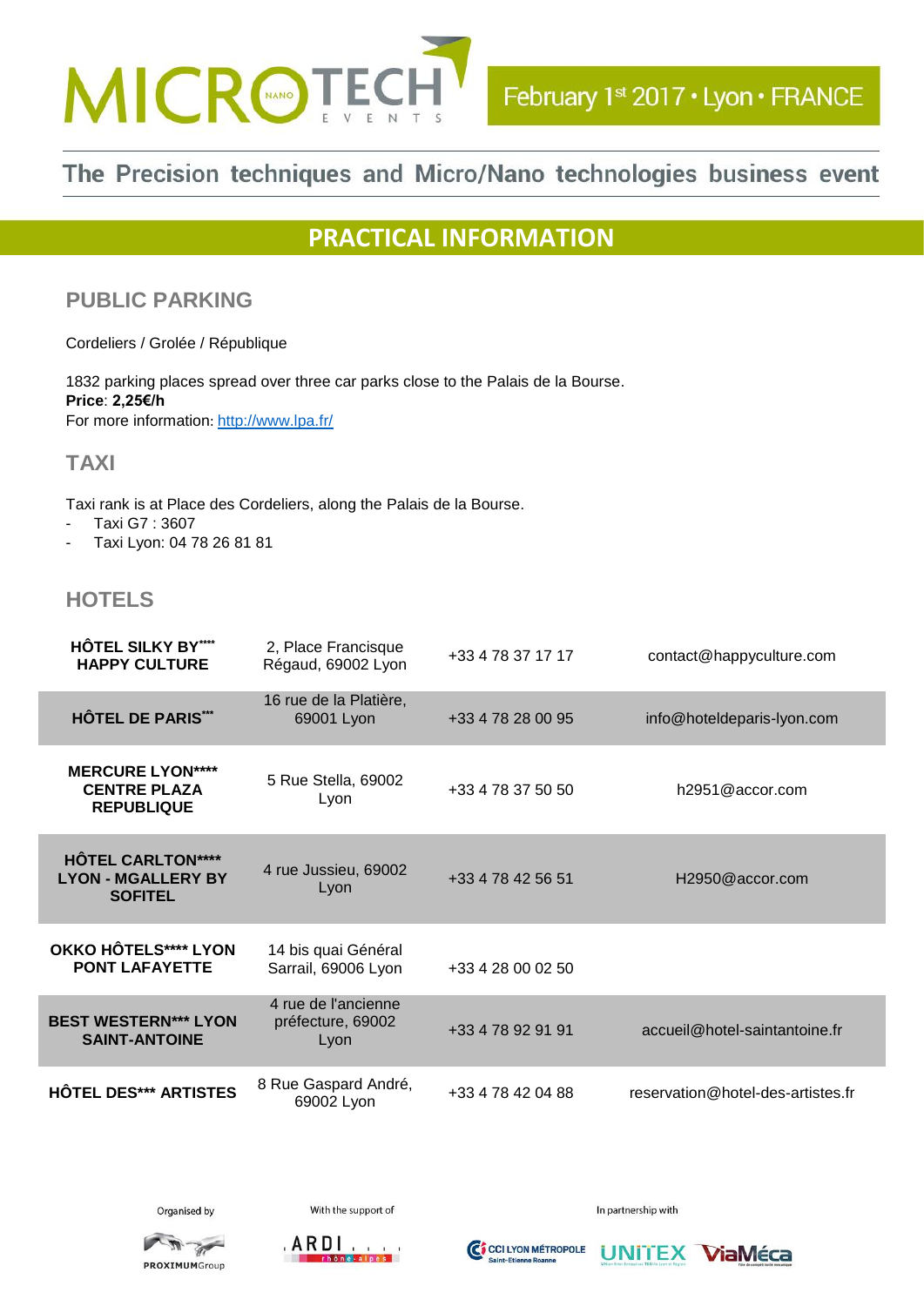MICROTECH NANO EVENTS

February 1st 2017 • Lyon • FRANCE

The Precision techniques and Micro/Nano technologies business event

# PRACTICAL INFORMATION

## PUBLIC PARKING

Cordeliers / Grolée / République

1832 parking places spread over three car parks close to the Palais de la Bourse.
**Price**: **2,25€/h**
For more information: http://www.lpa.fr/

## TAXI

Taxi rank is at Place des Cordeliers, along the Palais de la Bourse.

- Taxi G7 : 3607
- Taxi Lyon: 04 78 26 81 81

## HOTELS

| | | | |
|---|---|---|---|
| **HÔTEL SILKY BY\*\*\*\* HAPPY CULTURE** | 2, Place Francisque Régaud, 69002 Lyon | +33 4 78 37 17 17 | contact@happyculture.com |
| **HÔTEL DE PARIS\*\*\*** | 16 rue de la Platière, 69001 Lyon | +33 4 78 28 00 95 | info@hoteldeparis-lyon.com |
| **MERCURE LYON\*\*\*\* CENTRE PLAZA REPUBLIQUE** | 5 Rue Stella, 69002 Lyon | +33 4 78 37 50 50 | h2951@accor.com |
| **HÔTEL CARLTON\*\*\*\* LYON - MGALLERY BY SOFITEL** | 4 rue Jussieu, 69002 Lyon | +33 4 78 42 56 51 | H2950@accor.com |
| **OKKO HÔTELS\*\*\*\* LYON PONT LAFAYETTE** | 14 bis quai Général Sarrail, 69006 Lyon | +33 4 28 00 02 50 | |
| **BEST WESTERN\*\*\* LYON SAINT-ANTOINE** | 4 rue de l'ancienne préfecture, 69002 Lyon | +33 4 78 92 91 91 | accueil@hotel-saintantoine.fr |
| **HÔTEL DES\*\*\* ARTISTES** | 8 Rue Gaspard André, 69002 Lyon | +33 4 78 42 04 88 | reservation@hotel-des-artistes.fr |

Organised by PROXIMUMGroup

With the support of ARDI rhône-alpes

In partnership with CCI LYON MÉTROPOLE Saint-Etienne Roanne, UNITEX, ViaMéca